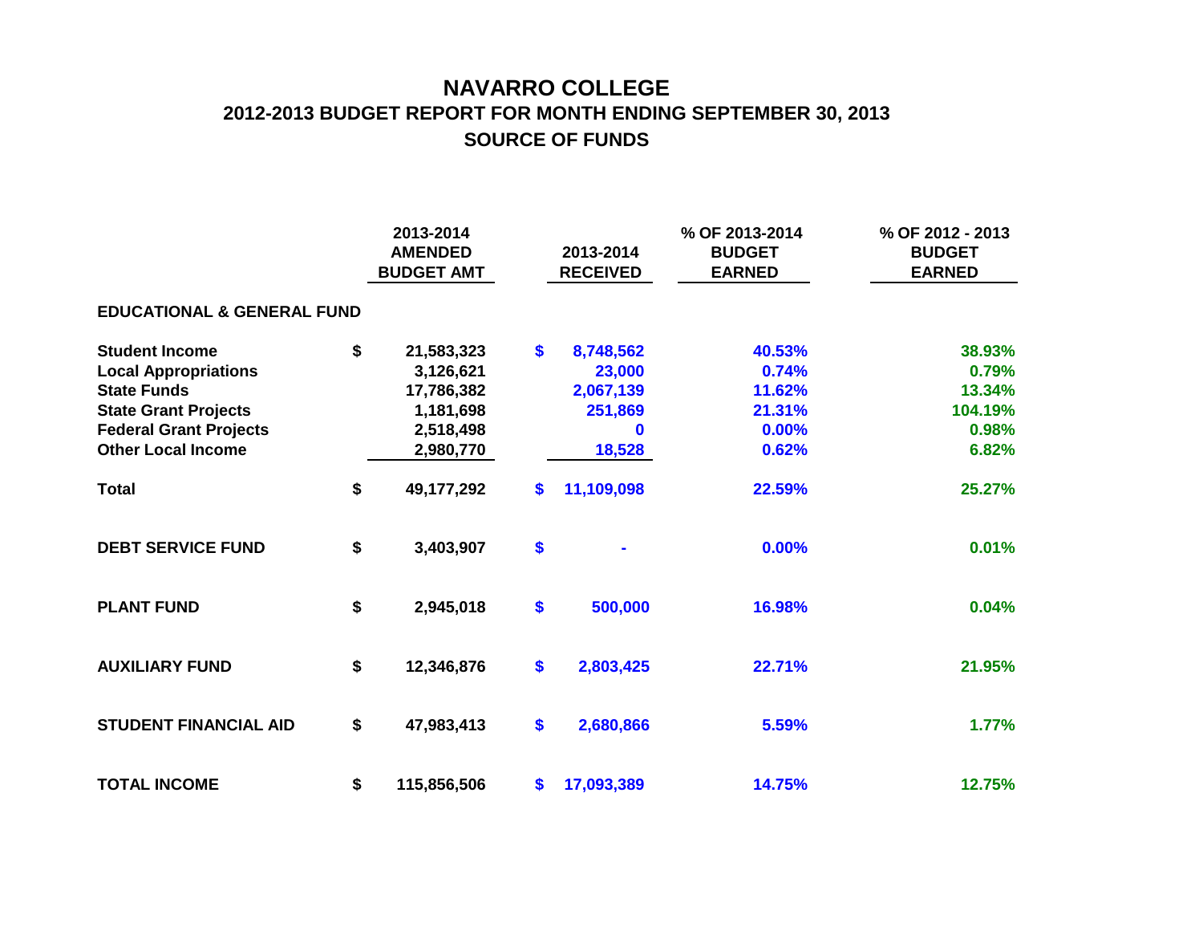# NAVARRO COLLEGE

## 2012-2013 BUDGET REPORT FOR MONTH ENDING SEPTEMBER 30, 2013

## SOURCE OF FUNDS

| | 2013-2014 AMENDED BUDGET AMT | 2013-2014 RECEIVED | % OF 2013-2014 BUDGET EARNED | % OF 2012 - 2013 BUDGET EARNED |
|---|---|---|---|---|
| **EDUCATIONAL & GENERAL FUND** | | | | |
| **Student Income** | $ 21,583,323 | $ 8,748,562 | 40.53% | 38.93% |
| **Local Appropriations** | 3,126,621 | 23,000 | 0.74% | 0.79% |
| **State Funds** | 17,786,382 | 2,067,139 | 11.62% | 13.34% |
| **State Grant Projects** | 1,181,698 | 251,869 | 21.31% | 104.19% |
| **Federal Grant Projects** | 2,518,498 | 0 | 0.00% | 0.98% |
| **Other Local Income** | 2,980,770 | 18,528 | 0.62% | 6.82% |
| **Total** | $ 49,177,292 | $ 11,109,098 | 22.59% | 25.27% |
| **DEBT SERVICE FUND** | $ 3,403,907 | $ - | 0.00% | 0.01% |
| **PLANT FUND** | $ 2,945,018 | $ 500,000 | 16.98% | 0.04% |
| **AUXILIARY FUND** | $ 12,346,876 | $ 2,803,425 | 22.71% | 21.95% |
| **STUDENT FINANCIAL AID** | $ 47,983,413 | $ 2,680,866 | 5.59% | 1.77% |
| **TOTAL INCOME** | $ 115,856,506 | $ 17,093,389 | 14.75% | 12.75% |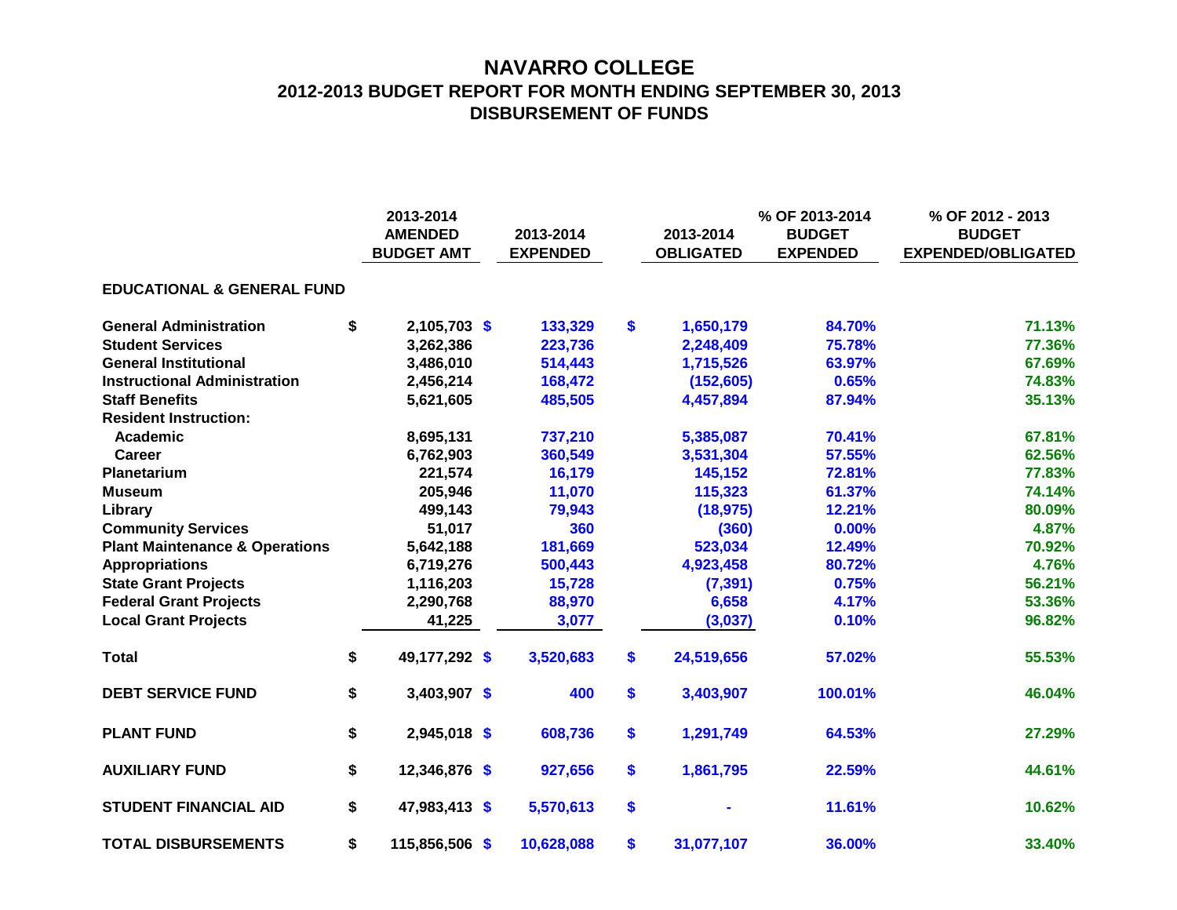# NAVARRO COLLEGE
## 2012-2013 BUDGET REPORT FOR MONTH ENDING SEPTEMBER 30, 2013
## DISBURSEMENT OF FUNDS

| | 2013-2014 AMENDED BUDGET AMT | 2013-2014 EXPENDED | 2013-2014 OBLIGATED | % OF 2013-2014 BUDGET EXPENDED | % OF 2012 - 2013 BUDGET EXPENDED/OBLIGATED |
|---|---|---|---|---|---|
| **EDUCATIONAL & GENERAL FUND** | | | | | |
| **General Administration** | $ 2,105,703 | $ 133,329 | $ 1,650,179 | 84.70% | 71.13% |
| **Student Services** | 3,262,386 | 223,736 | 2,248,409 | 75.78% | 77.36% |
| **General Institutional** | 3,486,010 | 514,443 | 1,715,526 | 63.97% | 67.69% |
| **Instructional Administration** | 2,456,214 | 168,472 | (152,605) | 0.65% | 74.83% |
| **Staff Benefits** | 5,621,605 | 485,505 | 4,457,894 | 87.94% | 35.13% |
| **Resident Instruction:** | | | | | |
| **Academic** | 8,695,131 | 737,210 | 5,385,087 | 70.41% | 67.81% |
| **Career** | 6,762,903 | 360,549 | 3,531,304 | 57.55% | 62.56% |
| **Planetarium** | 221,574 | 16,179 | 145,152 | 72.81% | 77.83% |
| **Museum** | 205,946 | 11,070 | 115,323 | 61.37% | 74.14% |
| **Library** | 499,143 | 79,943 | (18,975) | 12.21% | 80.09% |
| **Community Services** | 51,017 | 360 | (360) | 0.00% | 4.87% |
| **Plant Maintenance & Operations** | 5,642,188 | 181,669 | 523,034 | 12.49% | 70.92% |
| **Appropriations** | 6,719,276 | 500,443 | 4,923,458 | 80.72% | 4.76% |
| **State Grant Projects** | 1,116,203 | 15,728 | (7,391) | 0.75% | 56.21% |
| **Federal Grant Projects** | 2,290,768 | 88,970 | 6,658 | 4.17% | 53.36% |
| **Local Grant Projects** | 41,225 | 3,077 | (3,037) | 0.10% | 96.82% |
| **Total** | $ 49,177,292 | $ 3,520,683 | $ 24,519,656 | 57.02% | 55.53% |
| **DEBT SERVICE FUND** | $ 3,403,907 | $ 400 | $ 3,403,907 | 100.01% | 46.04% |
| **PLANT FUND** | $ 2,945,018 | $ 608,736 | $ 1,291,749 | 64.53% | 27.29% |
| **AUXILIARY FUND** | $ 12,346,876 | $ 927,656 | $ 1,861,795 | 22.59% | 44.61% |
| **STUDENT FINANCIAL AID** | $ 47,983,413 | $ 5,570,613 | $ - | 11.61% | 10.62% |
| **TOTAL DISBURSEMENTS** | $ 115,856,506 | $ 10,628,088 | $ 31,077,107 | 36.00% | 33.40% |